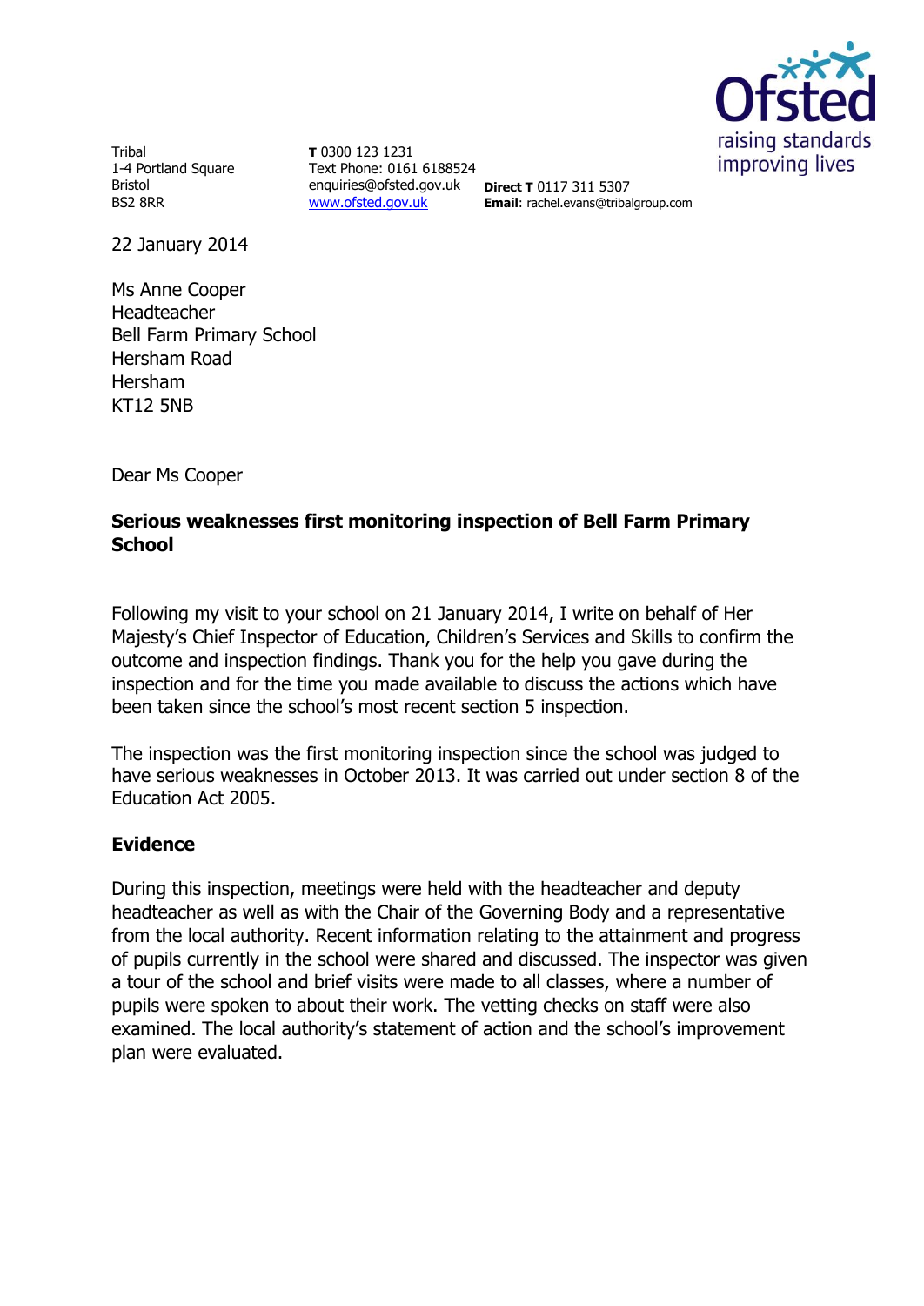Tribal
1-4 Portland Square
Bristol
BS2 8RR

**T** 0300 123 1231
Text Phone: 0161 6188524
enquiries@ofsted.gov.uk
www.ofsted.gov.uk

**Direct T** 0117 311 5307
**Email**: rachel.evans@tribalgroup.com

22 January 2014

Ms Anne Cooper
Headteacher
Bell Farm Primary School
Hersham Road
Hersham
KT12 5NB

Dear Ms Cooper

**Serious weaknesses first monitoring inspection of Bell Farm Primary School**

Following my visit to your school on 21 January 2014, I write on behalf of Her Majesty's Chief Inspector of Education, Children's Services and Skills to confirm the outcome and inspection findings. Thank you for the help you gave during the inspection and for the time you made available to discuss the actions which have been taken since the school's most recent section 5 inspection.

The inspection was the first monitoring inspection since the school was judged to have serious weaknesses in October 2013. It was carried out under section 8 of the Education Act 2005.

## Evidence

During this inspection, meetings were held with the headteacher and deputy headteacher as well as with the Chair of the Governing Body and a representative from the local authority. Recent information relating to the attainment and progress of pupils currently in the school were shared and discussed. The inspector was given a tour of the school and brief visits were made to all classes, where a number of pupils were spoken to about their work. The vetting checks on staff were also examined. The local authority's statement of action and the school's improvement plan were evaluated.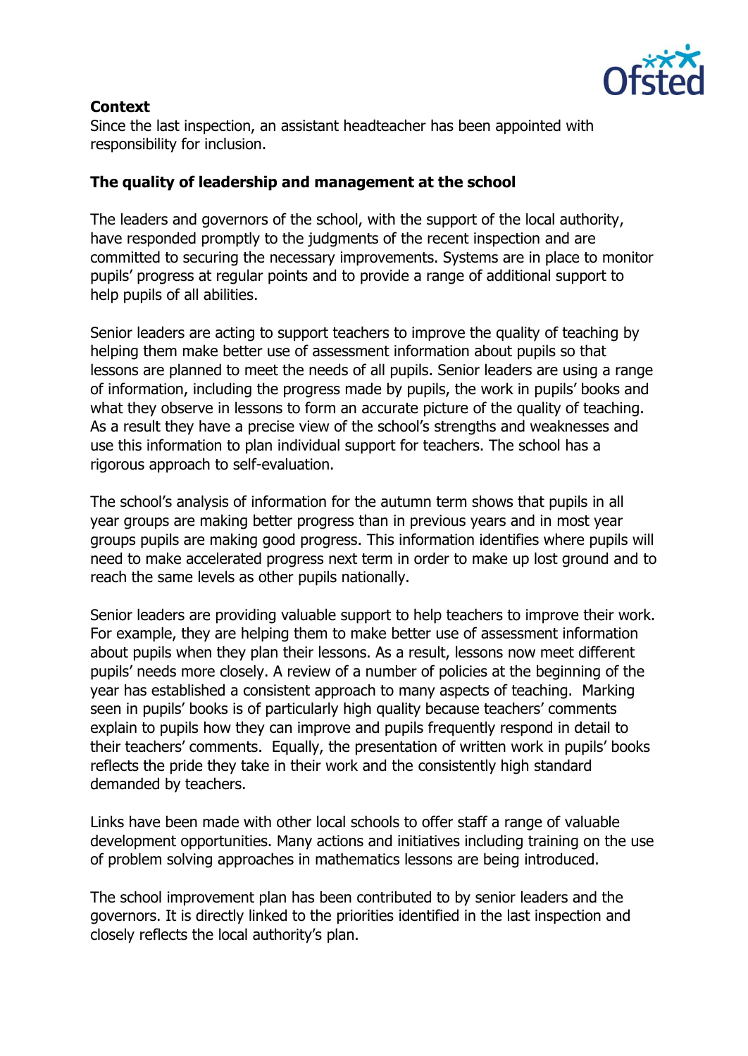**Context**

Since the last inspection, an assistant headteacher has been appointed with responsibility for inclusion.

**The quality of leadership and management at the school**

The leaders and governors of the school, with the support of the local authority, have responded promptly to the judgments of the recent inspection and are committed to securing the necessary improvements. Systems are in place to monitor pupils' progress at regular points and to provide a range of additional support to help pupils of all abilities.

Senior leaders are acting to support teachers to improve the quality of teaching by helping them make better use of assessment information about pupils so that lessons are planned to meet the needs of all pupils. Senior leaders are using a range of information, including the progress made by pupils, the work in pupils' books and what they observe in lessons to form an accurate picture of the quality of teaching. As a result they have a precise view of the school's strengths and weaknesses and use this information to plan individual support for teachers. The school has a rigorous approach to self-evaluation.

The school's analysis of information for the autumn term shows that pupils in all year groups are making better progress than in previous years and in most year groups pupils are making good progress. This information identifies where pupils will need to make accelerated progress next term in order to make up lost ground and to reach the same levels as other pupils nationally.

Senior leaders are providing valuable support to help teachers to improve their work. For example, they are helping them to make better use of assessment information about pupils when they plan their lessons. As a result, lessons now meet different pupils' needs more closely. A review of a number of policies at the beginning of the year has established a consistent approach to many aspects of teaching. Marking seen in pupils' books is of particularly high quality because teachers' comments explain to pupils how they can improve and pupils frequently respond in detail to their teachers' comments. Equally, the presentation of written work in pupils' books reflects the pride they take in their work and the consistently high standard demanded by teachers.

Links have been made with other local schools to offer staff a range of valuable development opportunities. Many actions and initiatives including training on the use of problem solving approaches in mathematics lessons are being introduced.

The school improvement plan has been contributed to by senior leaders and the governors. It is directly linked to the priorities identified in the last inspection and closely reflects the local authority's plan.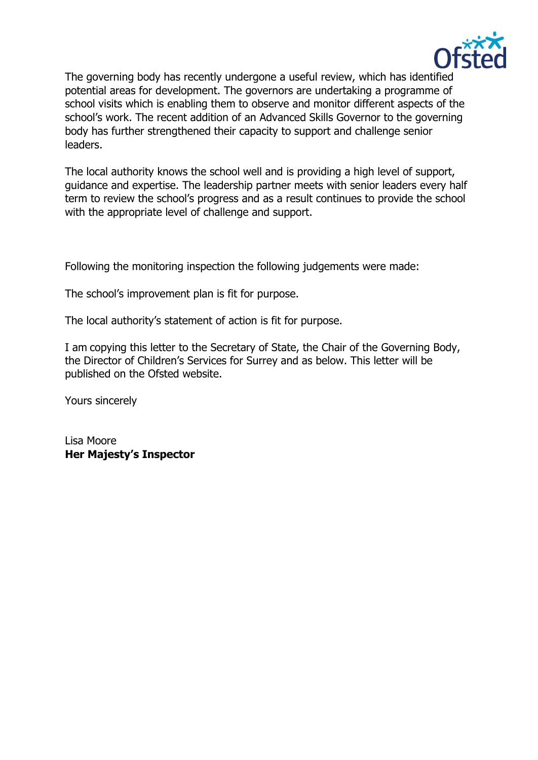The governing body has recently undergone a useful review, which has identified potential areas for development. The governors are undertaking a programme of school visits which is enabling them to observe and monitor different aspects of the school's work. The recent addition of an Advanced Skills Governor to the governing body has further strengthened their capacity to support and challenge senior leaders.

The local authority knows the school well and is providing a high level of support, guidance and expertise. The leadership partner meets with senior leaders every half term to review the school's progress and as a result continues to provide the school with the appropriate level of challenge and support.

Following the monitoring inspection the following judgements were made:

The school's improvement plan is fit for purpose.

The local authority's statement of action is fit for purpose.

I am copying this letter to the Secretary of State, the Chair of the Governing Body, the Director of Children's Services for Surrey and as below. This letter will be published on the Ofsted website.

Yours sincerely

Lisa Moore
**Her Majesty's Inspector**